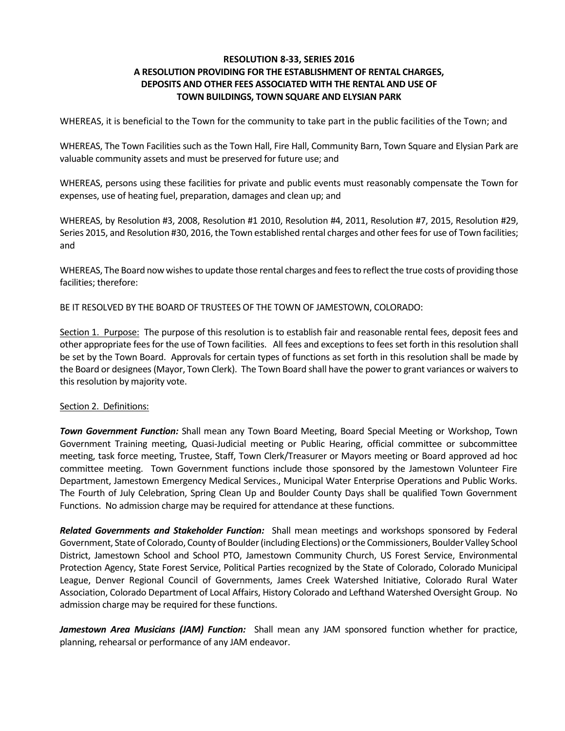# RESOLUTION 8-33, SERIES 2016
# A RESOLUTION PROVIDING FOR THE ESTABLISHMENT OF RENTAL CHARGES, DEPOSITS AND OTHER FEES ASSOCIATED WITH THE RENTAL AND USE OF TOWN BUILDINGS, TOWN SQUARE AND ELYSIAN PARK

WHEREAS, it is beneficial to the Town for the community to take part in the public facilities of the Town; and

WHEREAS, The Town Facilities such as the Town Hall, Fire Hall, Community Barn, Town Square and Elysian Park are valuable community assets and must be preserved for future use; and

WHEREAS, persons using these facilities for private and public events must reasonably compensate the Town for expenses, use of heating fuel, preparation, damages and clean up; and

WHEREAS, by Resolution #3, 2008, Resolution #1 2010, Resolution #4, 2011, Resolution #7, 2015, Resolution #29, Series 2015, and Resolution #30, 2016, the Town established rental charges and other fees for use of Town facilities; and

WHEREAS, The Board now wishes to update those rental charges and fees to reflect the true costs of providing those facilities; therefore:

BE IT RESOLVED BY THE BOARD OF TRUSTEES OF THE TOWN OF JAMESTOWN, COLORADO:

Section 1. Purpose: The purpose of this resolution is to establish fair and reasonable rental fees, deposit fees and other appropriate fees for the use of Town facilities. All fees and exceptions to fees set forth in this resolution shall be set by the Town Board. Approvals for certain types of functions as set forth in this resolution shall be made by the Board or designees (Mayor, Town Clerk). The Town Board shall have the power to grant variances or waivers to this resolution by majority vote.

Section 2. Definitions:

***Town Government Function:*** Shall mean any Town Board Meeting, Board Special Meeting or Workshop, Town Government Training meeting, Quasi-Judicial meeting or Public Hearing, official committee or subcommittee meeting, task force meeting, Trustee, Staff, Town Clerk/Treasurer or Mayors meeting or Board approved ad hoc committee meeting. Town Government functions include those sponsored by the Jamestown Volunteer Fire Department, Jamestown Emergency Medical Services., Municipal Water Enterprise Operations and Public Works. The Fourth of July Celebration, Spring Clean Up and Boulder County Days shall be qualified Town Government Functions. No admission charge may be required for attendance at these functions.

***Related Governments and Stakeholder Function:*** Shall mean meetings and workshops sponsored by Federal Government, State of Colorado, County of Boulder (including Elections) or the Commissioners, Boulder Valley School District, Jamestown School and School PTO, Jamestown Community Church, US Forest Service, Environmental Protection Agency, State Forest Service, Political Parties recognized by the State of Colorado, Colorado Municipal League, Denver Regional Council of Governments, James Creek Watershed Initiative, Colorado Rural Water Association, Colorado Department of Local Affairs, History Colorado and Lefthand Watershed Oversight Group. No admission charge may be required for these functions.

***Jamestown Area Musicians (JAM) Function:*** Shall mean any JAM sponsored function whether for practice, planning, rehearsal or performance of any JAM endeavor.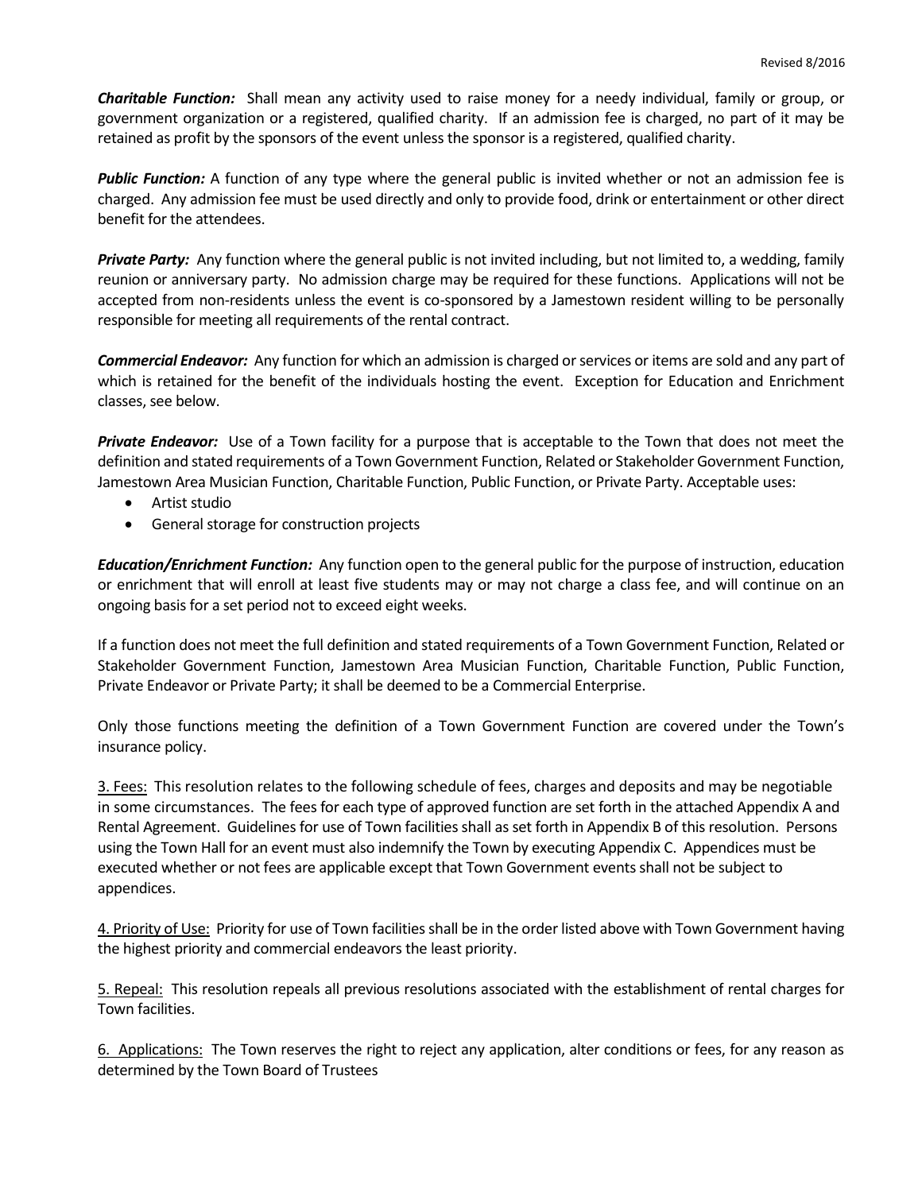***Charitable Function:*** Shall mean any activity used to raise money for a needy individual, family or group, or government organization or a registered, qualified charity. If an admission fee is charged, no part of it may be retained as profit by the sponsors of the event unless the sponsor is a registered, qualified charity.

***Public Function:*** A function of any type where the general public is invited whether or not an admission fee is charged. Any admission fee must be used directly and only to provide food, drink or entertainment or other direct benefit for the attendees.

***Private Party:*** Any function where the general public is not invited including, but not limited to, a wedding, family reunion or anniversary party. No admission charge may be required for these functions. Applications will not be accepted from non-residents unless the event is co-sponsored by a Jamestown resident willing to be personally responsible for meeting all requirements of the rental contract.

***Commercial Endeavor:*** Any function for which an admission is charged or services or items are sold and any part of which is retained for the benefit of the individuals hosting the event. Exception for Education and Enrichment classes, see below.

***Private Endeavor:*** Use of a Town facility for a purpose that is acceptable to the Town that does not meet the definition and stated requirements of a Town Government Function, Related or Stakeholder Government Function, Jamestown Area Musician Function, Charitable Function, Public Function, or Private Party. Acceptable uses:

- Artist studio
- General storage for construction projects

***Education/Enrichment Function:*** Any function open to the general public for the purpose of instruction, education or enrichment that will enroll at least five students may or may not charge a class fee, and will continue on an ongoing basis for a set period not to exceed eight weeks.

If a function does not meet the full definition and stated requirements of a Town Government Function, Related or Stakeholder Government Function, Jamestown Area Musician Function, Charitable Function, Public Function, Private Endeavor or Private Party; it shall be deemed to be a Commercial Enterprise.

Only those functions meeting the definition of a Town Government Function are covered under the Town's insurance policy.

3. Fees: This resolution relates to the following schedule of fees, charges and deposits and may be negotiable in some circumstances. The fees for each type of approved function are set forth in the attached Appendix A and Rental Agreement. Guidelines for use of Town facilities shall as set forth in Appendix B of this resolution. Persons using the Town Hall for an event must also indemnify the Town by executing Appendix C. Appendices must be executed whether or not fees are applicable except that Town Government events shall not be subject to appendices.

4. Priority of Use: Priority for use of Town facilities shall be in the order listed above with Town Government having the highest priority and commercial endeavors the least priority.

5. Repeal: This resolution repeals all previous resolutions associated with the establishment of rental charges for Town facilities.

6. Applications: The Town reserves the right to reject any application, alter conditions or fees, for any reason as determined by the Town Board of Trustees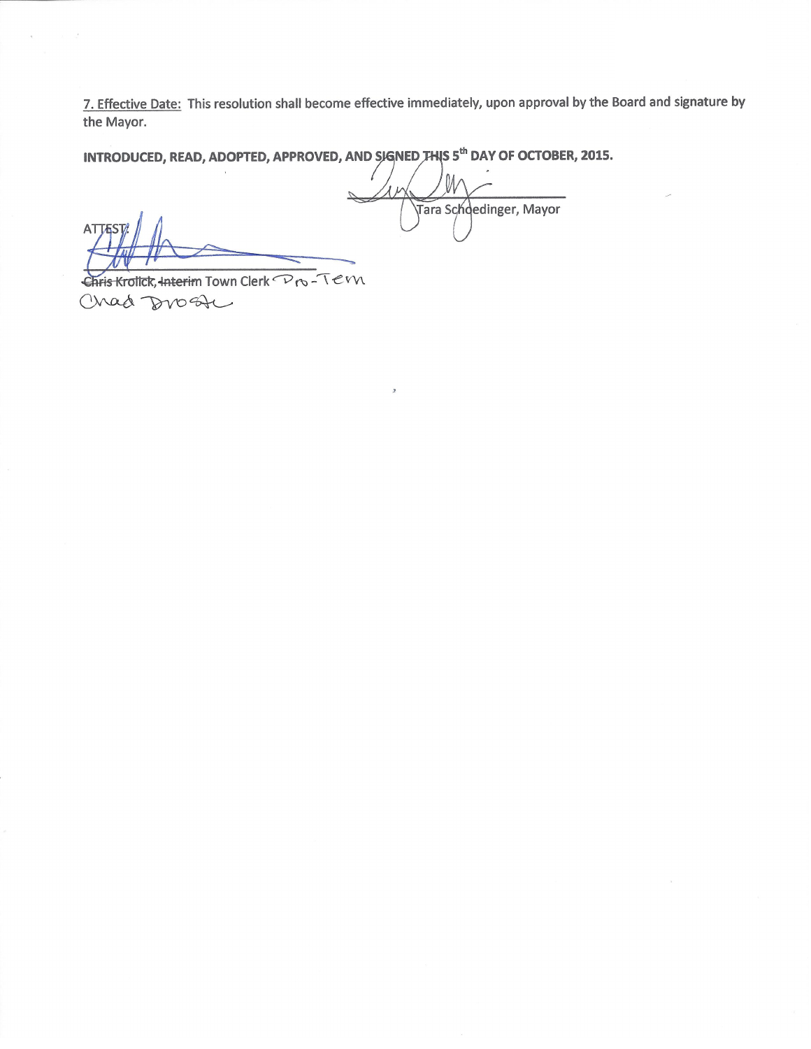7. Effective Date: This resolution shall become effective immediately, upon approval by the Board and signature by the Mayor.

**INTRODUCED, READ, ADOPTED, APPROVED, AND SIGNED THIS 5th DAY OF OCTOBER, 2015.**

Tara Schoedinger, Mayor

ATTEST:

~~Chris Krolick~~, ~~Interim~~ Town Clerk Pro-Tem
Chad Droste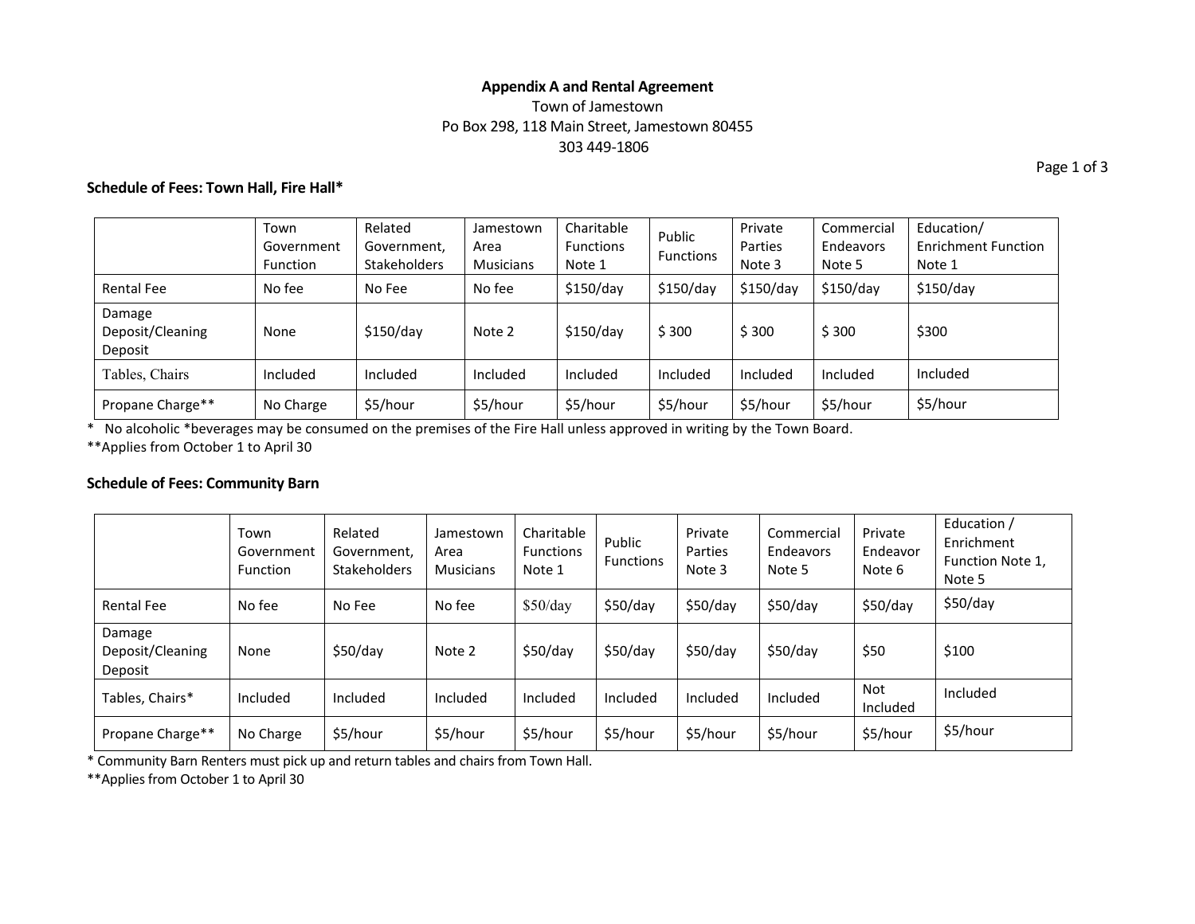**Appendix A and Rental Agreement**

Town of Jamestown

Po Box 298, 118 Main Street, Jamestown 80455

303 449-1806

### Schedule of Fees: Town Hall, Fire Hall*

| | Town Government Function | Related Government, Stakeholders | Jamestown Area Musicians | Charitable Functions Note 1 | Public Functions | Private Parties Note 3 | Commercial Endeavors Note 5 | Education/ Enrichment Function Note 1 |
|---|---|---|---|---|---|---|---|---|
| Rental Fee | No fee | No Fee | No fee | $150/day | $150/day | $150/day | $150/day | $150/day |
| Damage Deposit/Cleaning Deposit | None | $150/day | Note 2 | $150/day | $ 300 | $ 300 | $ 300 | $300 |
| Tables, Chairs | Included | Included | Included | Included | Included | Included | Included | Included |
| Propane Charge** | No Charge | $5/hour | $5/hour | $5/hour | $5/hour | $5/hour | $5/hour | $5/hour |

\* No alcoholic *beverages may be consumed on the premises of the Fire Hall unless approved in writing by the Town Board.

**Applies from October 1 to April 30

### Schedule of Fees: Community Barn

| | Town Government Function | Related Government, Stakeholders | Jamestown Area Musicians | Charitable Functions Note 1 | Public Functions | Private Parties Note 3 | Commercial Endeavors Note 5 | Private Endeavor Note 6 | Education / Enrichment Function Note 1, Note 5 |
|---|---|---|---|---|---|---|---|---|---|
| Rental Fee | No fee | No Fee | No fee | $50/day | $50/day | $50/day | $50/day | $50/day | $50/day |
| Damage Deposit/Cleaning Deposit | None | $50/day | Note 2 | $50/day | $50/day | $50/day | $50/day | $50 | $100 |
| Tables, Chairs* | Included | Included | Included | Included | Included | Included | Included | Not Included | Included |
| Propane Charge** | No Charge | $5/hour | $5/hour | $5/hour | $5/hour | $5/hour | $5/hour | $5/hour | $5/hour |

\* Community Barn Renters must pick up and return tables and chairs from Town Hall.

**Applies from October 1 to April 30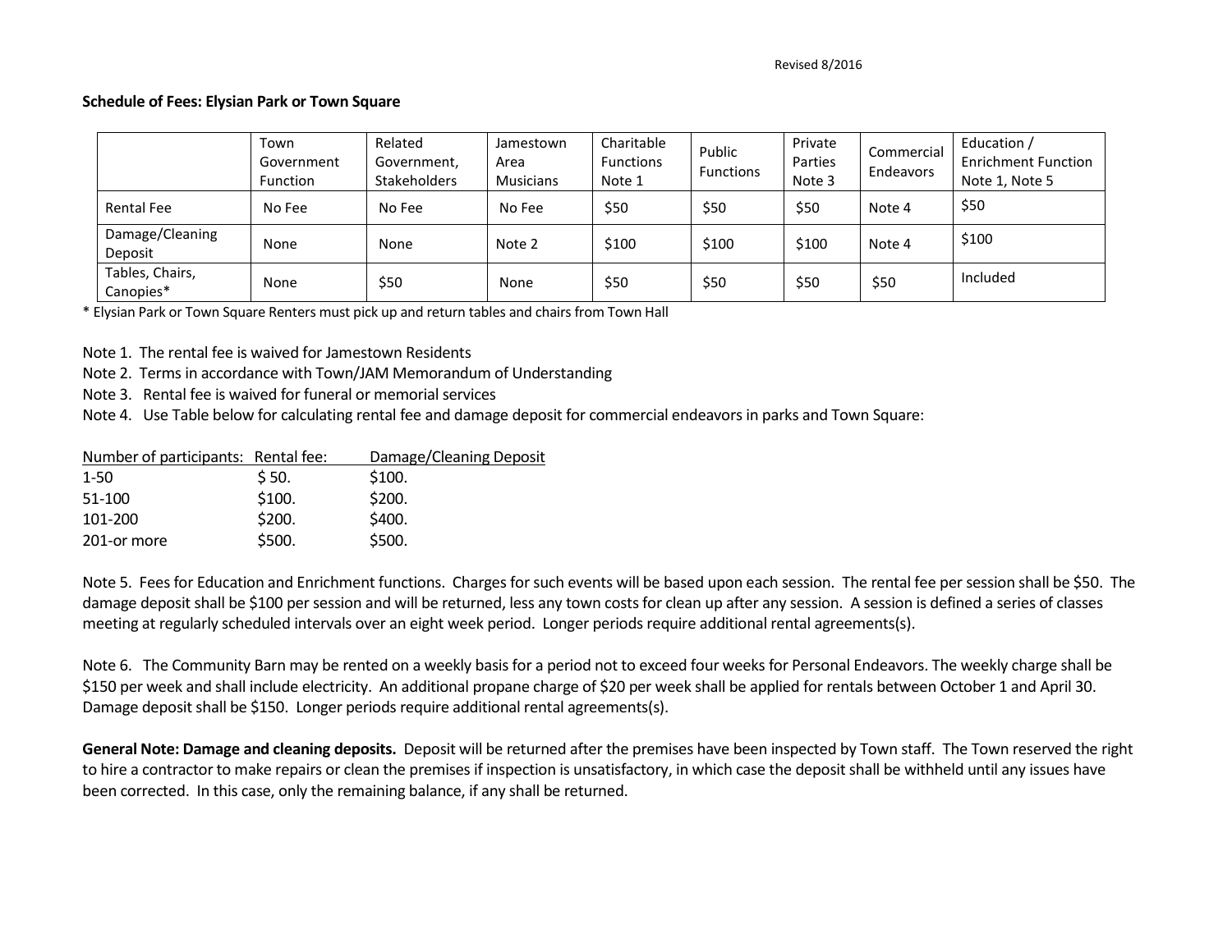Revised 8/2016

**Schedule of Fees: Elysian Park or Town Square**

| | Town Government Function | Related Government, Stakeholders | Jamestown Area Musicians | Charitable Functions Note 1 | Public Functions | Private Parties Note 3 | Commercial Endeavors | Education / Enrichment Function Note 1, Note 5 |
|---|---|---|---|---|---|---|---|---|
| Rental Fee | No Fee | No Fee | No Fee | $50 | $50 | $50 | Note 4 | $50 |
| Damage/Cleaning Deposit | None | None | Note 2 | $100 | $100 | $100 | Note 4 | $100 |
| Tables, Chairs, Canopies* | None | $50 | None | $50 | $50 | $50 | $50 | Included |

* Elysian Park or Town Square Renters must pick up and return tables and chairs from Town Hall

Note 1. The rental fee is waived for Jamestown Residents

Note 2. Terms in accordance with Town/JAM Memorandum of Understanding

Note 3. Rental fee is waived for funeral or memorial services

Note 4. Use Table below for calculating rental fee and damage deposit for commercial endeavors in parks and Town Square:

| Number of participants: | Rental fee: | Damage/Cleaning Deposit |
|---|---|---|
| 1-50 | $ 50. | $100. |
| 51-100 | $100. | $200. |
| 101-200 | $200. | $400. |
| 201-or more | $500. | $500. |

Note 5. Fees for Education and Enrichment functions. Charges for such events will be based upon each session. The rental fee per session shall be $50. The damage deposit shall be $100 per session and will be returned, less any town costs for clean up after any session. A session is defined a series of classes meeting at regularly scheduled intervals over an eight week period. Longer periods require additional rental agreements(s).

Note 6. The Community Barn may be rented on a weekly basis for a period not to exceed four weeks for Personal Endeavors. The weekly charge shall be $150 per week and shall include electricity. An additional propane charge of $20 per week shall be applied for rentals between October 1 and April 30. Damage deposit shall be $150. Longer periods require additional rental agreements(s).

**General Note: Damage and cleaning deposits.** Deposit will be returned after the premises have been inspected by Town staff. The Town reserved the right to hire a contractor to make repairs or clean the premises if inspection is unsatisfactory, in which case the deposit shall be withheld until any issues have been corrected. In this case, only the remaining balance, if any shall be returned.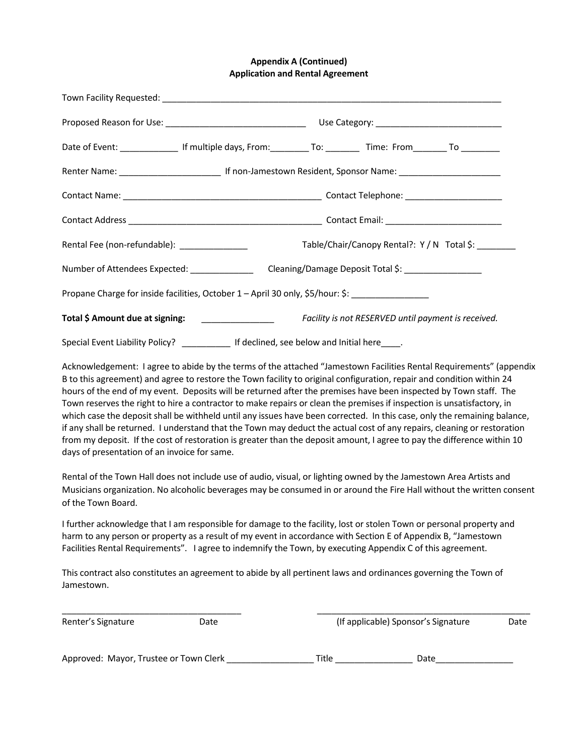**Appendix A (Continued)**
**Application and Rental Agreement**

Town Facility Requested: ___________________________________________________________________________

Proposed Reason for Use: _____________________________ Use Category: ___________________________

Date of Event: ____________ If multiple days, From:________ To: _______ Time: From_______ To ________

Renter Name: _____________________ If non-Jamestown Resident, Sponsor Name: _____________________

Contact Name: __________________________________________ Contact Telephone: ____________________

Contact Address ________________________________________ Contact Email: ________________________

Rental Fee (non-refundable): ______________ Table/Chair/Canopy Rental?: Y / N Total $: ________

Number of Attendees Expected: _____________ Cleaning/Damage Deposit Total $: ________________

Propane Charge for inside facilities, October 1 – April 30 only, $5/hour: $: ________________

**Total $ Amount due at signing:** _______________ *Facility is not RESERVED until payment is received.*

Special Event Liability Policy? __________ If declined, see below and Initial here____.

Acknowledgement: I agree to abide by the terms of the attached "Jamestown Facilities Rental Requirements" (appendix B to this agreement) and agree to restore the Town facility to original configuration, repair and condition within 24 hours of the end of my event. Deposits will be returned after the premises have been inspected by Town staff. The Town reserves the right to hire a contractor to make repairs or clean the premises if inspection is unsatisfactory, in which case the deposit shall be withheld until any issues have been corrected. In this case, only the remaining balance, if any shall be returned. I understand that the Town may deduct the actual cost of any repairs, cleaning or restoration from my deposit. If the cost of restoration is greater than the deposit amount, I agree to pay the difference within 10 days of presentation of an invoice for same.

Rental of the Town Hall does not include use of audio, visual, or lighting owned by the Jamestown Area Artists and Musicians organization. No alcoholic beverages may be consumed in or around the Fire Hall without the written consent of the Town Board.

I further acknowledge that I am responsible for damage to the facility, lost or stolen Town or personal property and harm to any person or property as a result of my event in accordance with Section E of Appendix B, "Jamestown Facilities Rental Requirements". I agree to indemnify the Town, by executing Appendix C of this agreement.

This contract also constitutes an agreement to abide by all pertinent laws and ordinances governing the Town of Jamestown.

_____________________________________ _____________________________________________

Renter's Signature Date (If applicable) Sponsor's Signature Date

Approved: Mayor, Trustee or Town Clerk __________________ Title ________________ Date________________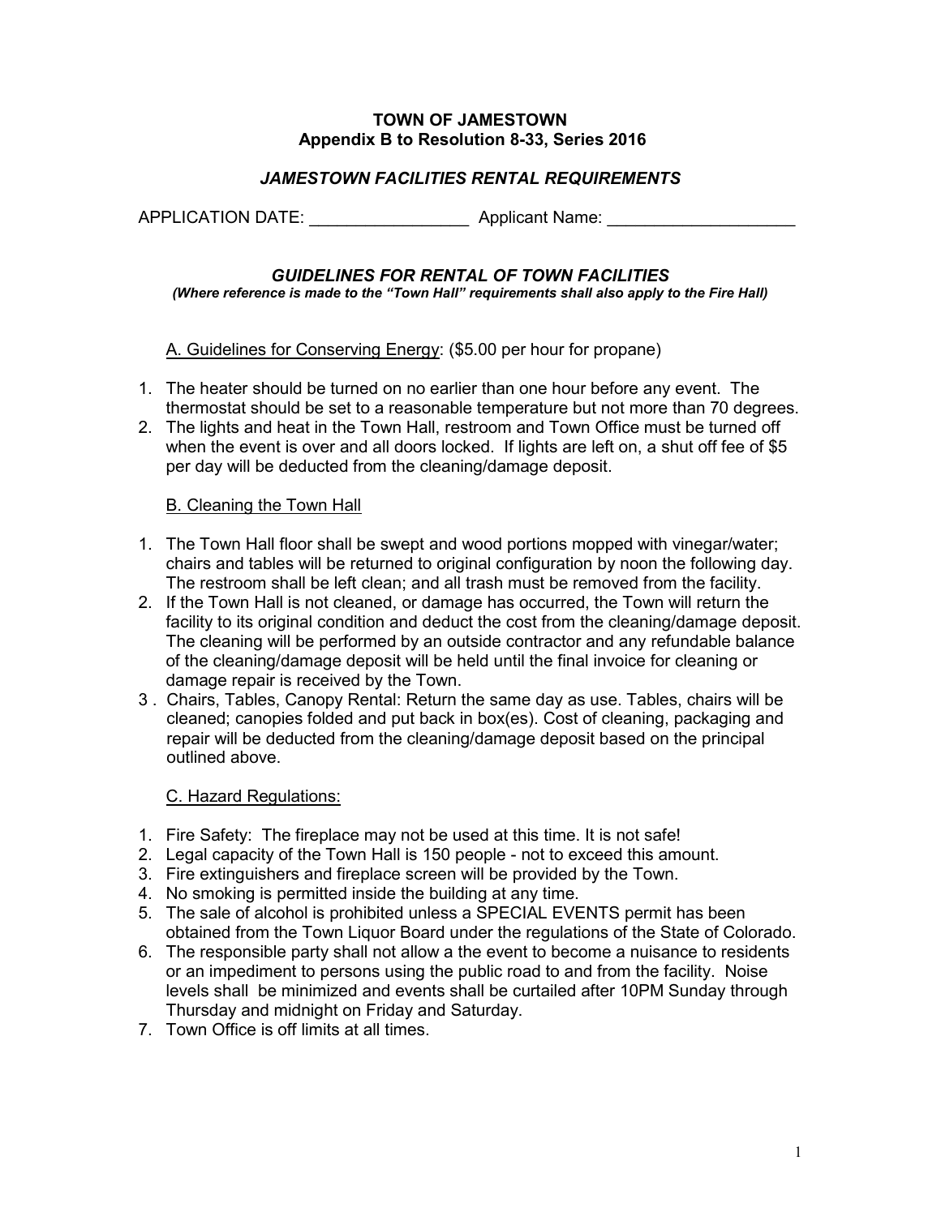**TOWN OF JAMESTOWN**
**Appendix B to Resolution 8-33, Series 2016**

***JAMESTOWN FACILITIES RENTAL REQUIREMENTS***

APPLICATION DATE: _________________ Applicant Name: ____________________

***GUIDELINES FOR RENTAL OF TOWN FACILITIES***
***(Where reference is made to the "Town Hall" requirements shall also apply to the Fire Hall)***

<u>A. Guidelines for Conserving Energy</u>: ($5.00 per hour for propane)

1. The heater should be turned on no earlier than one hour before any event. The thermostat should be set to a reasonable temperature but not more than 70 degrees.
2. The lights and heat in the Town Hall, restroom and Town Office must be turned off when the event is over and all doors locked. If lights are left on, a shut off fee of $5 per day will be deducted from the cleaning/damage deposit.

<u>B. Cleaning the Town Hall</u>

1. The Town Hall floor shall be swept and wood portions mopped with vinegar/water; chairs and tables will be returned to original configuration by noon the following day. The restroom shall be left clean; and all trash must be removed from the facility.
2. If the Town Hall is not cleaned, or damage has occurred, the Town will return the facility to its original condition and deduct the cost from the cleaning/damage deposit. The cleaning will be performed by an outside contractor and any refundable balance of the cleaning/damage deposit will be held until the final invoice for cleaning or damage repair is received by the Town.
3. Chairs, Tables, Canopy Rental: Return the same day as use. Tables, chairs will be cleaned; canopies folded and put back in box(es). Cost of cleaning, packaging and repair will be deducted from the cleaning/damage deposit based on the principal outlined above.

<u>C. Hazard Regulations:</u>

1. Fire Safety: The fireplace may not be used at this time. It is not safe!
2. Legal capacity of the Town Hall is 150 people - not to exceed this amount.
3. Fire extinguishers and fireplace screen will be provided by the Town.
4. No smoking is permitted inside the building at any time.
5. The sale of alcohol is prohibited unless a SPECIAL EVENTS permit has been obtained from the Town Liquor Board under the regulations of the State of Colorado.
6. The responsible party shall not allow a the event to become a nuisance to residents or an impediment to persons using the public road to and from the facility. Noise levels shall be minimized and events shall be curtailed after 10PM Sunday through Thursday and midnight on Friday and Saturday.
7. Town Office is off limits at all times.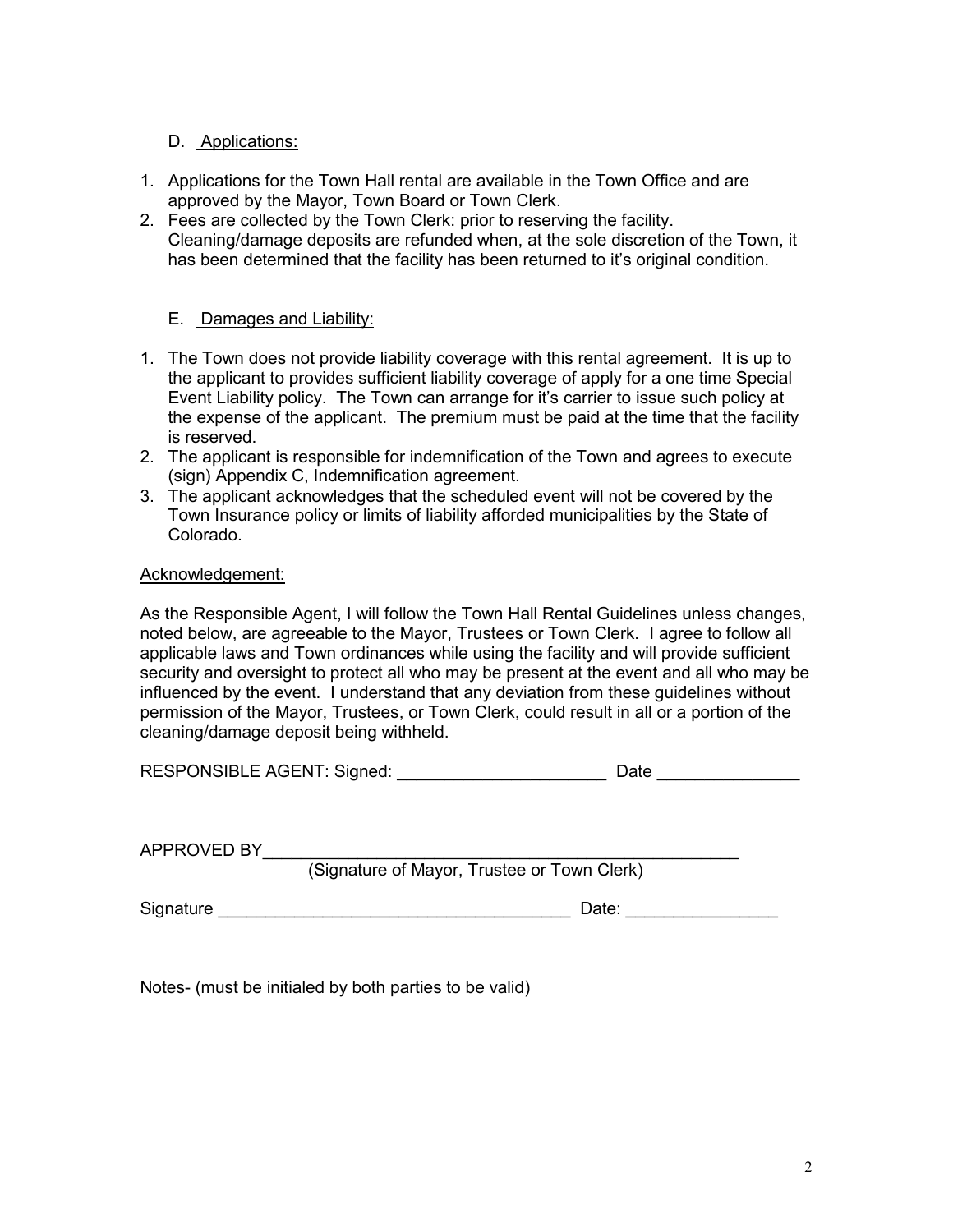D. Applications:

1. Applications for the Town Hall rental are available in the Town Office and are approved by the Mayor, Town Board or Town Clerk.
2. Fees are collected by the Town Clerk: prior to reserving the facility. Cleaning/damage deposits are refunded when, at the sole discretion of the Town, it has been determined that the facility has been returned to it's original condition.

E. Damages and Liability:

1. The Town does not provide liability coverage with this rental agreement. It is up to the applicant to provides sufficient liability coverage of apply for a one time Special Event Liability policy. The Town can arrange for it's carrier to issue such policy at the expense of the applicant. The premium must be paid at the time that the facility is reserved.
2. The applicant is responsible for indemnification of the Town and agrees to execute (sign) Appendix C, Indemnification agreement.
3. The applicant acknowledges that the scheduled event will not be covered by the Town Insurance policy or limits of liability afforded municipalities by the State of Colorado.

Acknowledgement:

As the Responsible Agent, I will follow the Town Hall Rental Guidelines unless changes, noted below, are agreeable to the Mayor, Trustees or Town Clerk. I agree to follow all applicable laws and Town ordinances while using the facility and will provide sufficient security and oversight to protect all who may be present at the event and all who may be influenced by the event. I understand that any deviation from these guidelines without permission of the Mayor, Trustees, or Town Clerk, could result in all or a portion of the cleaning/damage deposit being withheld.

RESPONSIBLE AGENT: Signed: ______________________ Date _______________

APPROVED BY____________________________________________________
(Signature of Mayor, Trustee or Town Clerk)

Signature _____________________________________ Date: ________________

Notes- (must be initialed by both parties to be valid)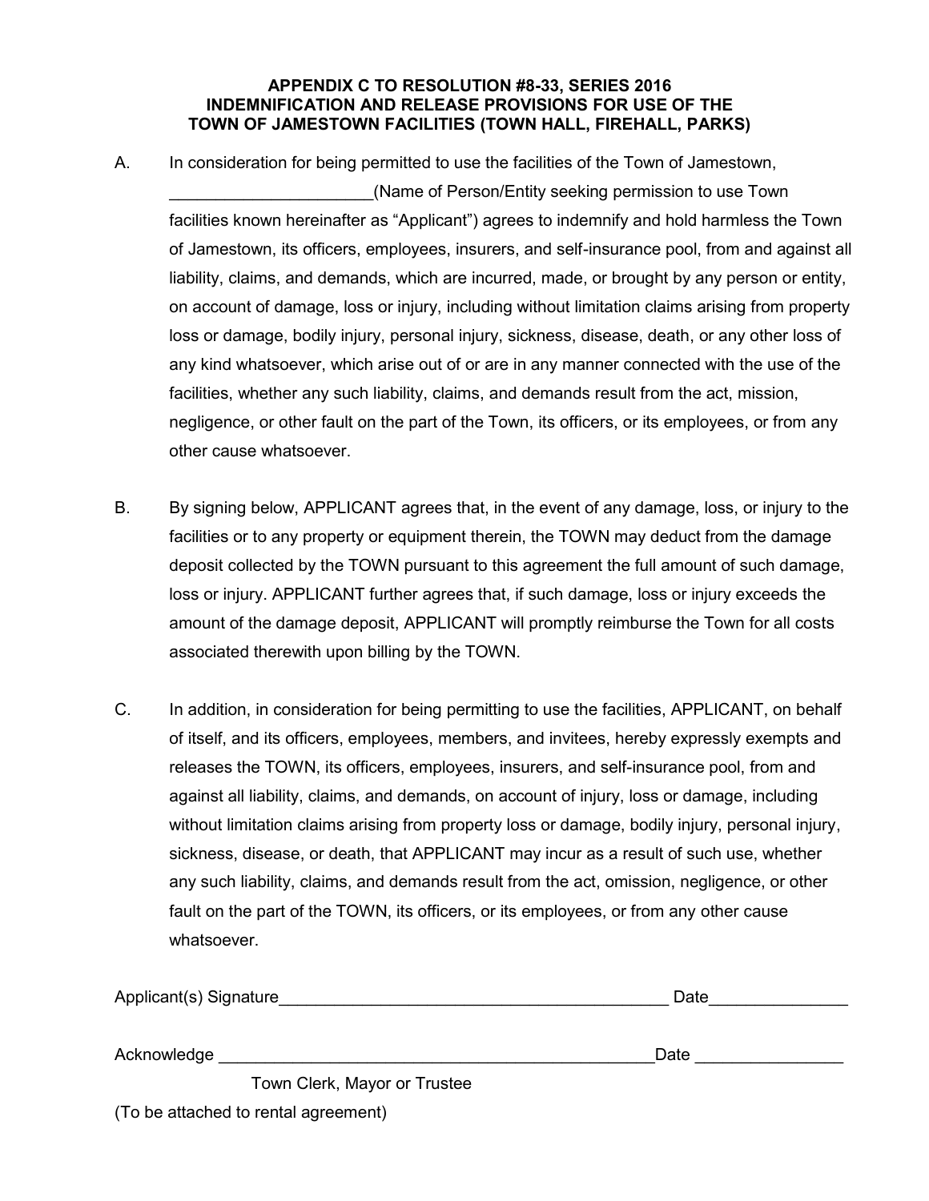**APPENDIX C TO RESOLUTION #8-33, SERIES 2016**
**INDEMNIFICATION AND RELEASE PROVISIONS FOR USE OF THE**
**TOWN OF JAMESTOWN FACILITIES (TOWN HALL, FIREHALL, PARKS)**

A. In consideration for being permitted to use the facilities of the Town of Jamestown, ______________________(Name of Person/Entity seeking permission to use Town facilities known hereinafter as "Applicant") agrees to indemnify and hold harmless the Town of Jamestown, its officers, employees, insurers, and self-insurance pool, from and against all liability, claims, and demands, which are incurred, made, or brought by any person or entity, on account of damage, loss or injury, including without limitation claims arising from property loss or damage, bodily injury, personal injury, sickness, disease, death, or any other loss of any kind whatsoever, which arise out of or are in any manner connected with the use of the facilities, whether any such liability, claims, and demands result from the act, mission, negligence, or other fault on the part of the Town, its officers, or its employees, or from any other cause whatsoever.

B. By signing below, APPLICANT agrees that, in the event of any damage, loss, or injury to the facilities or to any property or equipment therein, the TOWN may deduct from the damage deposit collected by the TOWN pursuant to this agreement the full amount of such damage, loss or injury. APPLICANT further agrees that, if such damage, loss or injury exceeds the amount of the damage deposit, APPLICANT will promptly reimburse the Town for all costs associated therewith upon billing by the TOWN.

C. In addition, in consideration for being permitting to use the facilities, APPLICANT, on behalf of itself, and its officers, employees, members, and invitees, hereby expressly exempts and releases the TOWN, its officers, employees, insurers, and self-insurance pool, from and against all liability, claims, and demands, on account of injury, loss or damage, including without limitation claims arising from property loss or damage, bodily injury, personal injury, sickness, disease, or death, that APPLICANT may incur as a result of such use, whether any such liability, claims, and demands result from the act, omission, negligence, or other fault on the part of the TOWN, its officers, or its employees, or from any other cause whatsoever.

Applicant(s) Signature___________________________________________ Date_______________

Acknowledge ________________________________________________Date ________________

Town Clerk, Mayor or Trustee

(To be attached to rental agreement)